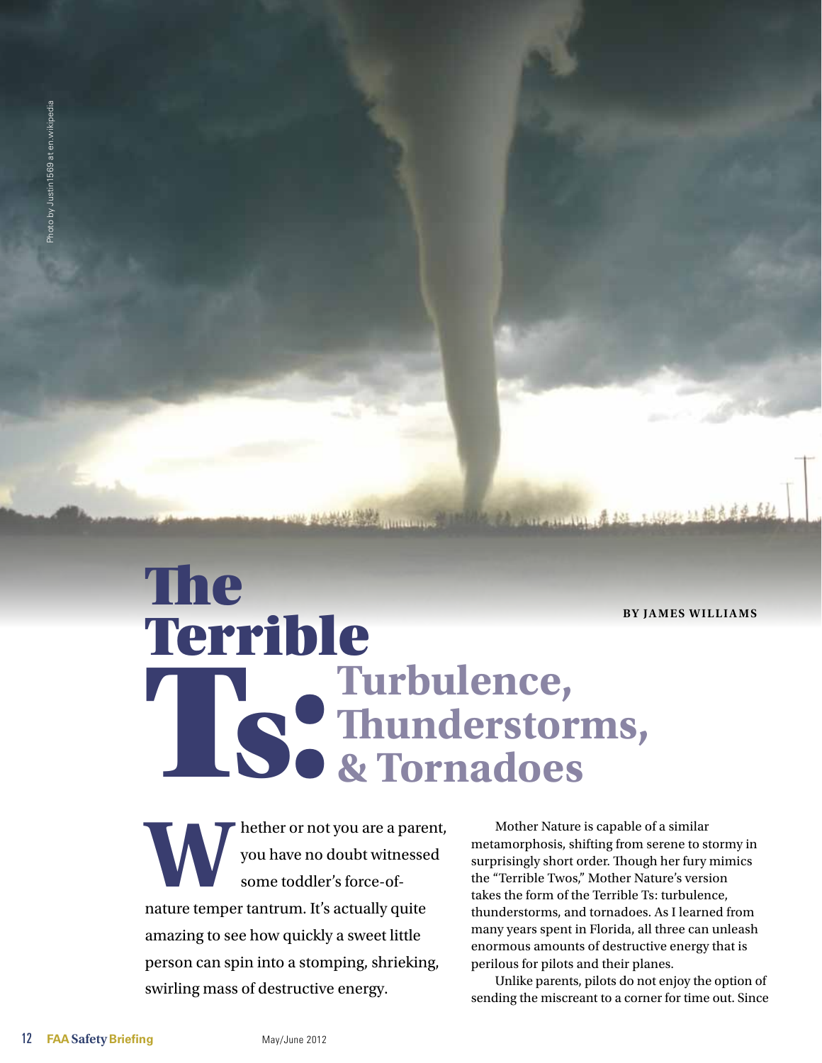Photo by Justin1569 at en.wikipedia

# The Terrible Ts: Turbulence, Thunderstorms, & Tornadoes

**BY JAMES WILLIAMS**

Whether or not you are a parent, you have no doubt witnessed some toddler's force-of-nature temper tantrum. It's actually quite amazing to see how quickly a sweet little person can spin into a stomping, shrieking, swirling mass of destructive energy.

Mother Nature is capable of a similar metamorphosis, shifting from serene to stormy in surprisingly short order. Though her fury mimics the "Terrible Twos," Mother Nature's version takes the form of the Terrible Ts: turbulence, thunderstorms, and tornadoes. As I learned from many years spent in Florida, all three can unleash enormous amounts of destructive energy that is perilous for pilots and their planes.

Unlike parents, pilots do not enjoy the option of sending the miscreant to a corner for time out. Since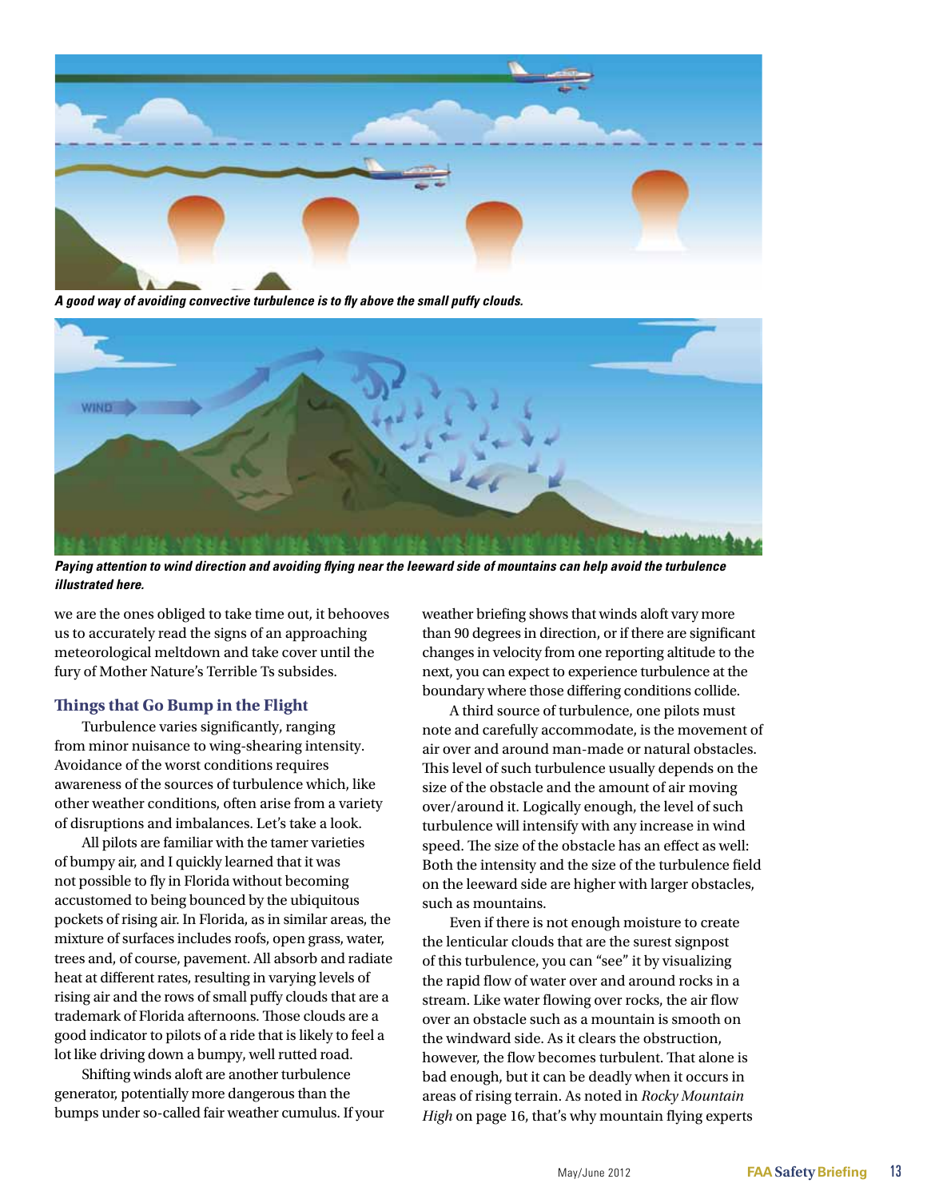*A good way of avoiding convective turbulence is to fly above the small puffy clouds.*

*Paying attention to wind direction and avoiding flying near the leeward side of mountains can help avoid the turbulence illustrated here.*

we are the ones obliged to take time out, it behooves us to accurately read the signs of an approaching meteorological meltdown and take cover until the fury of Mother Nature's Terrible Ts subsides.

### Things that Go Bump in the Flight

Turbulence varies significantly, ranging from minor nuisance to wing-shearing intensity. Avoidance of the worst conditions requires awareness of the sources of turbulence which, like other weather conditions, often arise from a variety of disruptions and imbalances. Let's take a look.

All pilots are familiar with the tamer varieties of bumpy air, and I quickly learned that it was not possible to fly in Florida without becoming accustomed to being bounced by the ubiquitous pockets of rising air. In Florida, as in similar areas, the mixture of surfaces includes roofs, open grass, water, trees and, of course, pavement. All absorb and radiate heat at different rates, resulting in varying levels of rising air and the rows of small puffy clouds that are a trademark of Florida afternoons. Those clouds are a good indicator to pilots of a ride that is likely to feel a lot like driving down a bumpy, well rutted road.

Shifting winds aloft are another turbulence generator, potentially more dangerous than the bumps under so-called fair weather cumulus. If your weather briefing shows that winds aloft vary more than 90 degrees in direction, or if there are significant changes in velocity from one reporting altitude to the next, you can expect to experience turbulence at the boundary where those differing conditions collide.

A third source of turbulence, one pilots must note and carefully accommodate, is the movement of air over and around man-made or natural obstacles. This level of such turbulence usually depends on the size of the obstacle and the amount of air moving over/around it. Logically enough, the level of such turbulence will intensify with any increase in wind speed. The size of the obstacle has an effect as well: Both the intensity and the size of the turbulence field on the leeward side are higher with larger obstacles, such as mountains.

Even if there is not enough moisture to create the lenticular clouds that are the surest signpost of this turbulence, you can "see" it by visualizing the rapid flow of water over and around rocks in a stream. Like water flowing over rocks, the air flow over an obstacle such as a mountain is smooth on the windward side. As it clears the obstruction, however, the flow becomes turbulent. That alone is bad enough, but it can be deadly when it occurs in areas of rising terrain. As noted in *Rocky Mountain High* on page 16, that's why mountain flying experts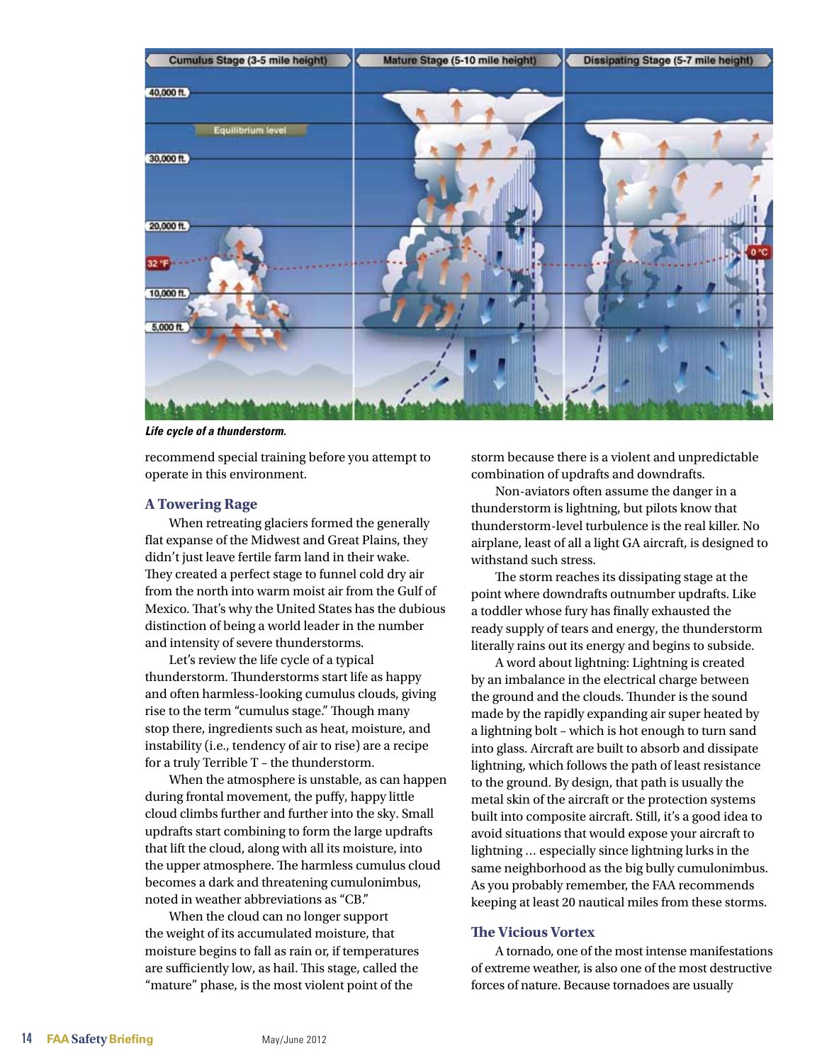*Life cycle of a thunderstorm.*

recommend special training before you attempt to operate in this environment.

## A Towering Rage

When retreating glaciers formed the generally flat expanse of the Midwest and Great Plains, they didn't just leave fertile farm land in their wake. They created a perfect stage to funnel cold dry air from the north into warm moist air from the Gulf of Mexico. That's why the United States has the dubious distinction of being a world leader in the number and intensity of severe thunderstorms.

Let's review the life cycle of a typical thunderstorm. Thunderstorms start life as happy and often harmless-looking cumulus clouds, giving rise to the term "cumulus stage." Though many stop there, ingredients such as heat, moisture, and instability (i.e., tendency of air to rise) are a recipe for a truly Terrible T – the thunderstorm.

When the atmosphere is unstable, as can happen during frontal movement, the puffy, happy little cloud climbs further and further into the sky. Small updrafts start combining to form the large updrafts that lift the cloud, along with all its moisture, into the upper atmosphere. The harmless cumulus cloud becomes a dark and threatening cumulonimbus, noted in weather abbreviations as "CB."

When the cloud can no longer support the weight of its accumulated moisture, that moisture begins to fall as rain or, if temperatures are sufficiently low, as hail. This stage, called the "mature" phase, is the most violent point of the storm because there is a violent and unpredictable combination of updrafts and downdrafts.

Non-aviators often assume the danger in a thunderstorm is lightning, but pilots know that thunderstorm-level turbulence is the real killer. No airplane, least of all a light GA aircraft, is designed to withstand such stress.

The storm reaches its dissipating stage at the point where downdrafts outnumber updrafts. Like a toddler whose fury has finally exhausted the ready supply of tears and energy, the thunderstorm literally rains out its energy and begins to subside.

A word about lightning: Lightning is created by an imbalance in the electrical charge between the ground and the clouds. Thunder is the sound made by the rapidly expanding air super heated by a lightning bolt – which is hot enough to turn sand into glass. Aircraft are built to absorb and dissipate lightning, which follows the path of least resistance to the ground. By design, that path is usually the metal skin of the aircraft or the protection systems built into composite aircraft. Still, it's a good idea to avoid situations that would expose your aircraft to lightning … especially since lightning lurks in the same neighborhood as the big bully cumulonimbus. As you probably remember, the FAA recommends keeping at least 20 nautical miles from these storms.

## The Vicious Vortex

A tornado, one of the most intense manifestations of extreme weather, is also one of the most destructive forces of nature. Because tornadoes are usually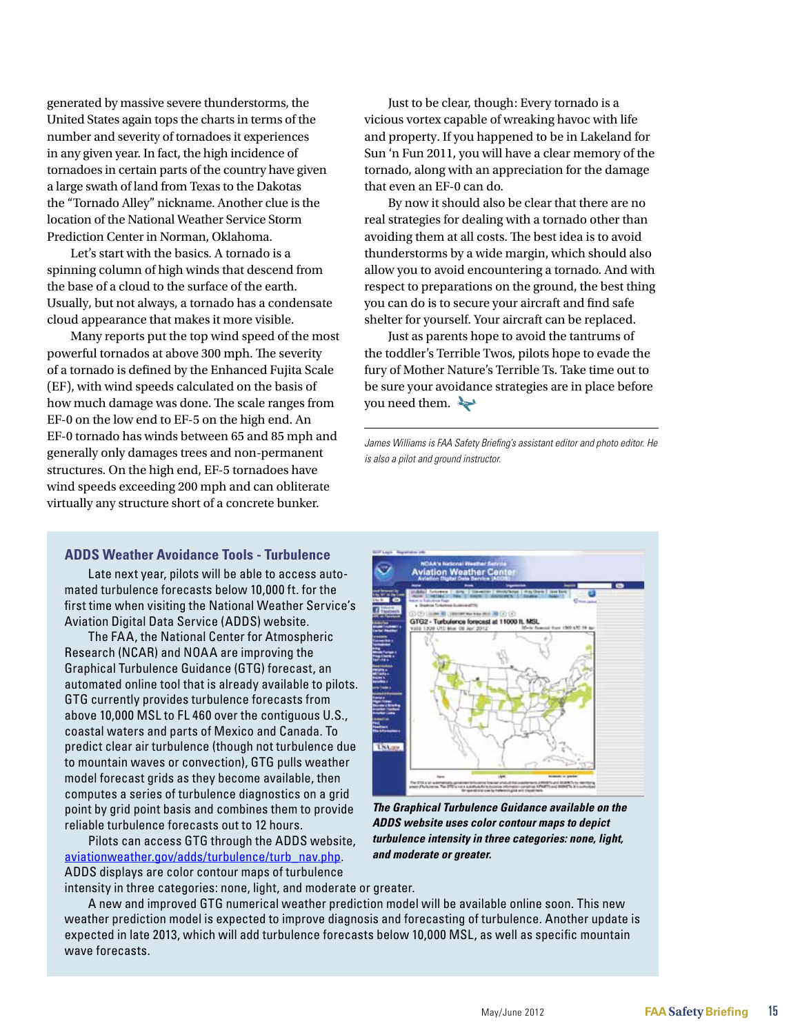generated by massive severe thunderstorms, the United States again tops the charts in terms of the number and severity of tornadoes it experiences in any given year. In fact, the high incidence of tornadoes in certain parts of the country have given a large swath of land from Texas to the Dakotas the "Tornado Alley" nickname. Another clue is the location of the National Weather Service Storm Prediction Center in Norman, Oklahoma.

Let's start with the basics. A tornado is a spinning column of high winds that descend from the base of a cloud to the surface of the earth. Usually, but not always, a tornado has a condensate cloud appearance that makes it more visible.

Many reports put the top wind speed of the most powerful tornados at above 300 mph. The severity of a tornado is defined by the Enhanced Fujita Scale (EF), with wind speeds calculated on the basis of how much damage was done. The scale ranges from EF-0 on the low end to EF-5 on the high end. An EF-0 tornado has winds between 65 and 85 mph and generally only damages trees and non-permanent structures. On the high end, EF-5 tornadoes have wind speeds exceeding 200 mph and can obliterate virtually any structure short of a concrete bunker.

Just to be clear, though: Every tornado is a vicious vortex capable of wreaking havoc with life and property. If you happened to be in Lakeland for Sun 'n Fun 2011, you will have a clear memory of the tornado, along with an appreciation for the damage that even an EF-0 can do.

By now it should also be clear that there are no real strategies for dealing with a tornado other than avoiding them at all costs. The best idea is to avoid thunderstorms by a wide margin, which should also allow you to avoid encountering a tornado. And with respect to preparations on the ground, the best thing you can do is to secure your aircraft and find safe shelter for yourself. Your aircraft can be replaced.

Just as parents hope to avoid the tantrums of the toddler's Terrible Twos, pilots hope to evade the fury of Mother Nature's Terrible Ts. Take time out to be sure your avoidance strategies are in place before you need them.

*James Williams is FAA Safety Briefing's assistant editor and photo editor. He is also a pilot and ground instructor.*

## ADDS Weather Avoidance Tools - Turbulence

Late next year, pilots will be able to access automated turbulence forecasts below 10,000 ft. for the first time when visiting the National Weather Service's Aviation Digital Data Service (ADDS) website.

The FAA, the National Center for Atmospheric Research (NCAR) and NOAA are improving the Graphical Turbulence Guidance (GTG) forecast, an automated online tool that is already available to pilots. GTG currently provides turbulence forecasts from above 10,000 MSL to FL 460 over the contiguous U.S., coastal waters and parts of Mexico and Canada. To predict clear air turbulence (though not turbulence due to mountain waves or convection), GTG pulls weather model forecast grids as they become available, then computes a series of turbulence diagnostics on a grid point by grid point basis and combines them to provide reliable turbulence forecasts out to 12 hours.

Pilots can access GTG through the ADDS website, aviationweather.gov/adds/turbulence/turb_nav.php. ADDS displays are color contour maps of turbulence intensity in three categories: none, light, and moderate or greater.

A new and improved GTG numerical weather prediction model will be available online soon. This new weather prediction model is expected to improve diagnosis and forecasting of turbulence. Another update is expected in late 2013, which will add turbulence forecasts below 10,000 MSL, as well as specific mountain wave forecasts.

***The Graphical Turbulence Guidance available on the ADDS website uses color contour maps to depict turbulence intensity in three categories: none, light, and moderate or greater.***